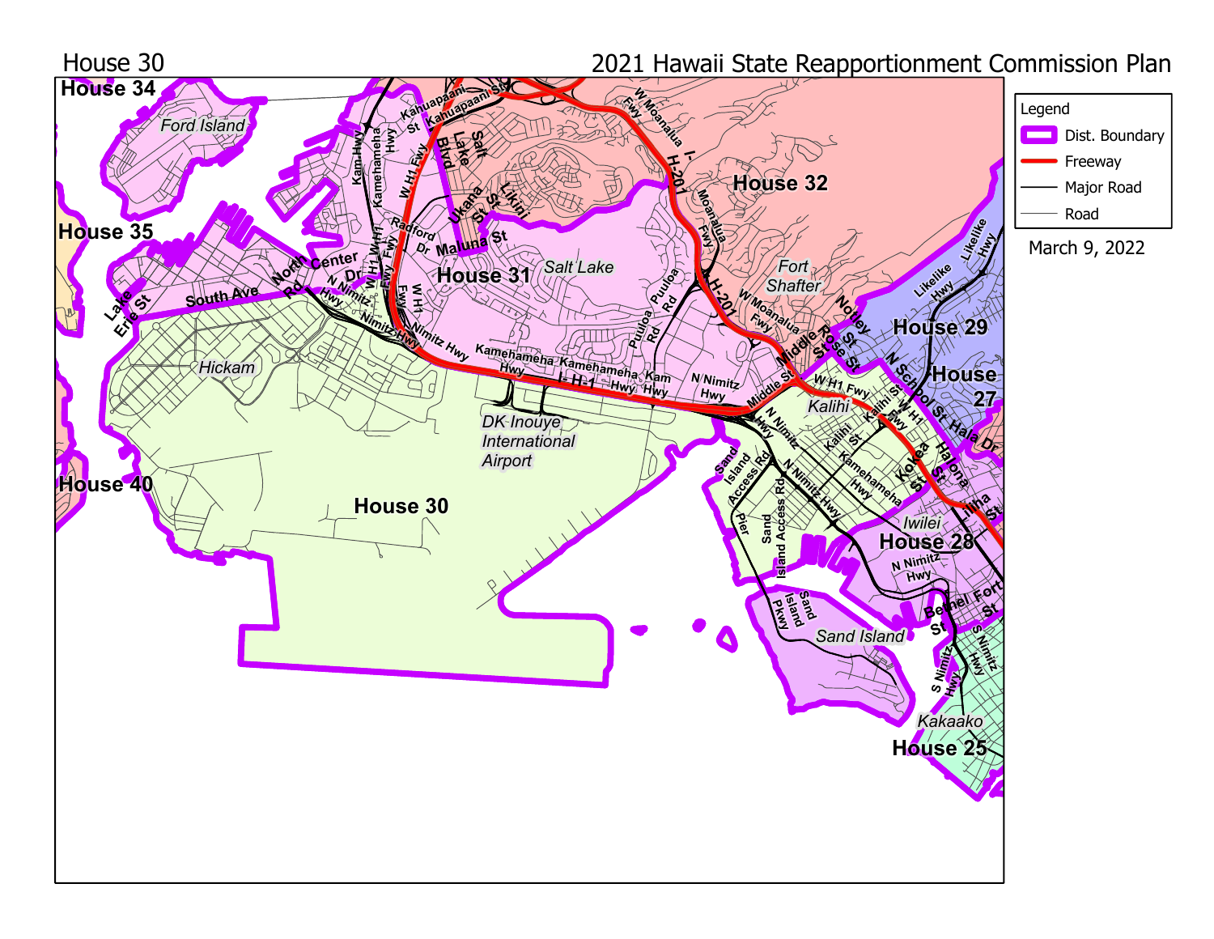# House 30

## 2021 Hawaii State Reapportionment Commission Plan

**Legend**

- Dist. Boundary
- Freeway
- Major Road
- Road

March 9, 2022

House 34, Ford Island, House 35, House 40, Hickam, House 30, DK Inouye International Airport, House 31, Salt Lake, House 32, Fort Shafter, House 29, House 27, Kalihi, Iwilei, House 28, Sand Island, Kakaako, House 25

Lake Erie St, South Ave, North Rd, Center Dr, N Nimitz Hwy, Nimitz Hwy, Kam Hwy, Kamehameha Hwy, W H1 Fwy, Kahuapaani St, Salt Lake Blvd, Radford Dr, Ukana St, Likini St, Maluna St, W Moanalua Fwy, I-H-201, Moanalua Fwy, H-201, Puuloa Rd, Kam Hwy, N Nimitz Hwy, I-H-1, Middle St, Notley St, Rose St, Likelike Hwy, N School St, Hala Dr, Kalihi St, Kokea St, Halona St, Iliina St, Sand Island Access Rd, Pier, Sand Island Pkwy, Bethel St, Fort St, S Nimitz Hwy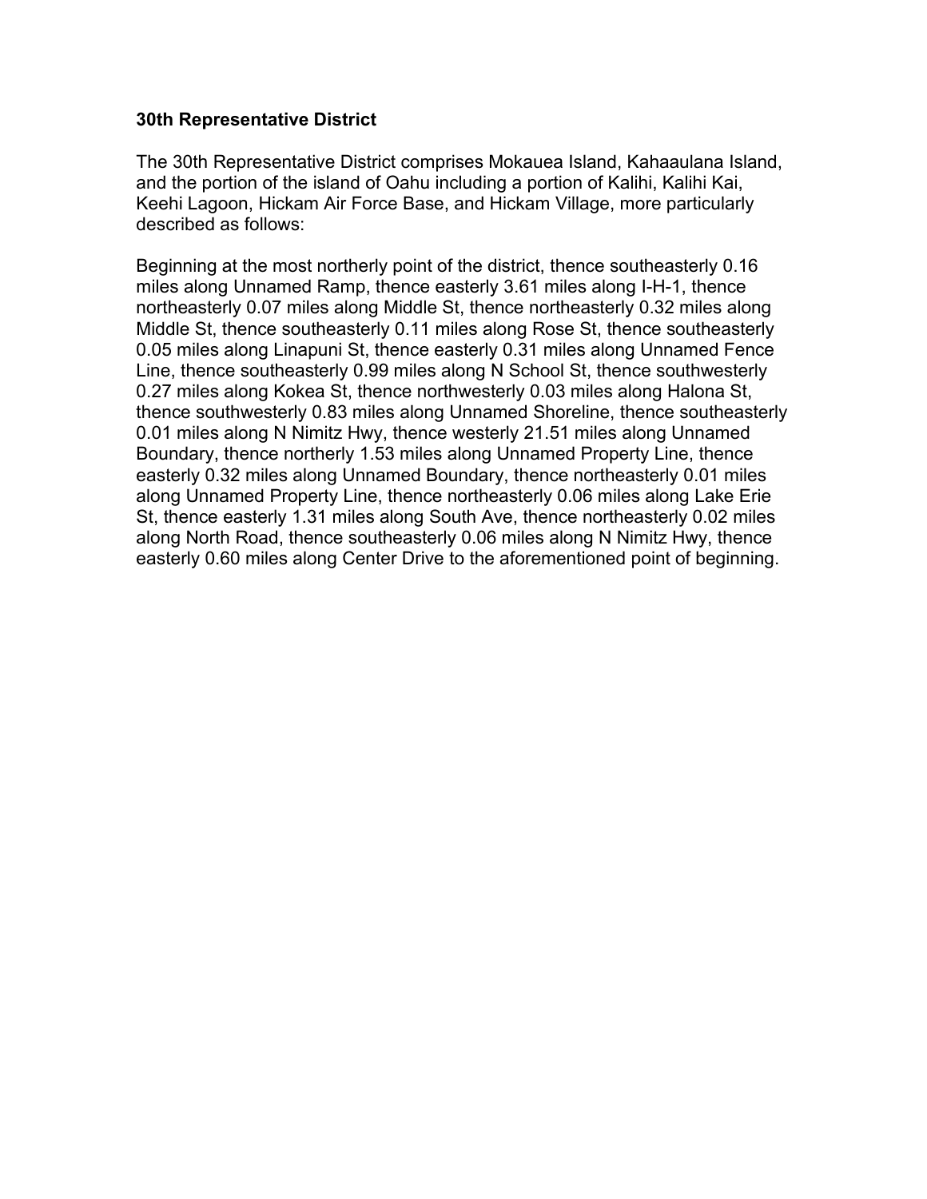**30th Representative District**

The 30th Representative District comprises Mokauea Island, Kahaaulana Island, and the portion of the island of Oahu including a portion of Kalihi, Kalihi Kai, Keehi Lagoon, Hickam Air Force Base, and Hickam Village, more particularly described as follows:

Beginning at the most northerly point of the district, thence southeasterly 0.16 miles along Unnamed Ramp, thence easterly 3.61 miles along I-H-1, thence northeasterly 0.07 miles along Middle St, thence northeasterly 0.32 miles along Middle St, thence southeasterly 0.11 miles along Rose St, thence southeasterly 0.05 miles along Linapuni St, thence easterly 0.31 miles along Unnamed Fence Line, thence southeasterly 0.99 miles along N School St, thence southwesterly 0.27 miles along Kokea St, thence northwesterly 0.03 miles along Halona St, thence southwesterly 0.83 miles along Unnamed Shoreline, thence southeasterly 0.01 miles along N Nimitz Hwy, thence westerly 21.51 miles along Unnamed Boundary, thence northerly 1.53 miles along Unnamed Property Line, thence easterly 0.32 miles along Unnamed Boundary, thence northeasterly 0.01 miles along Unnamed Property Line, thence northeasterly 0.06 miles along Lake Erie St, thence easterly 1.31 miles along South Ave, thence northeasterly 0.02 miles along North Road, thence southeasterly 0.06 miles along N Nimitz Hwy, thence easterly 0.60 miles along Center Drive to the aforementioned point of beginning.